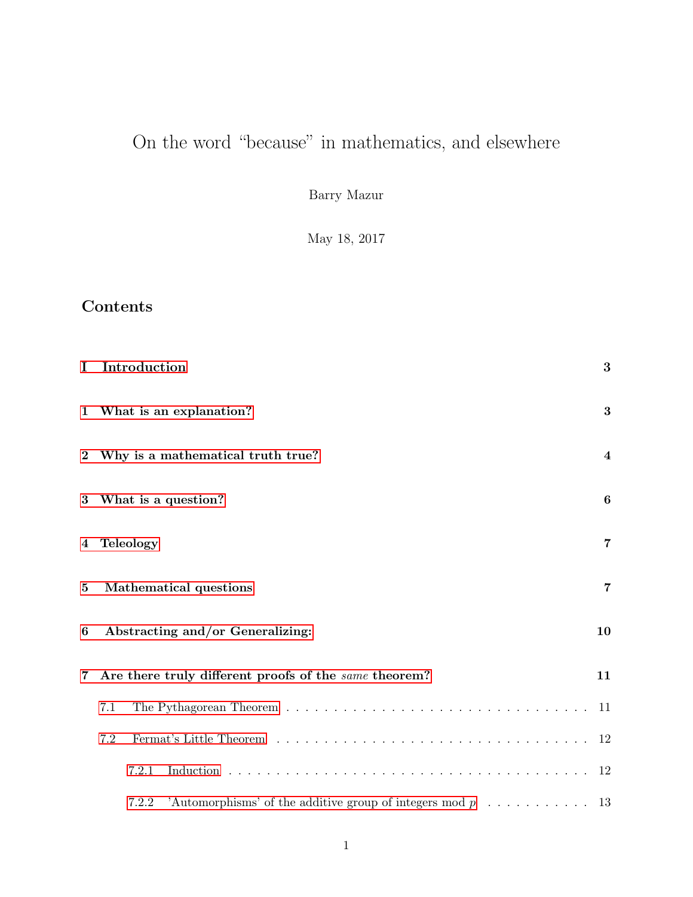# On the word "because" in mathematics, and elsewhere

Barry Mazur

May 18, 2017

## Contents

| | |
|---|---|
| **I Introduction** | **3** |
| **1 What is an explanation?** | **3** |
| **2 Why is a mathematical truth true?** | **4** |
| **3 What is a question?** | **6** |
| **4 Teleology** | **7** |
| **5 Mathematical questions** | **7** |
| **6 Abstracting and/or Generalizing:** | **10** |
| **7 Are there truly different proofs of the *same* theorem?** | **11** |
| 7.1 The Pythagorean Theorem | 11 |
| 7.2 Fermat's Little Theorem | 12 |
| 7.2.1 Induction | 12 |
| 7.2.2 'Automorphisms' of the additive group of integers mod $p$ | 13 |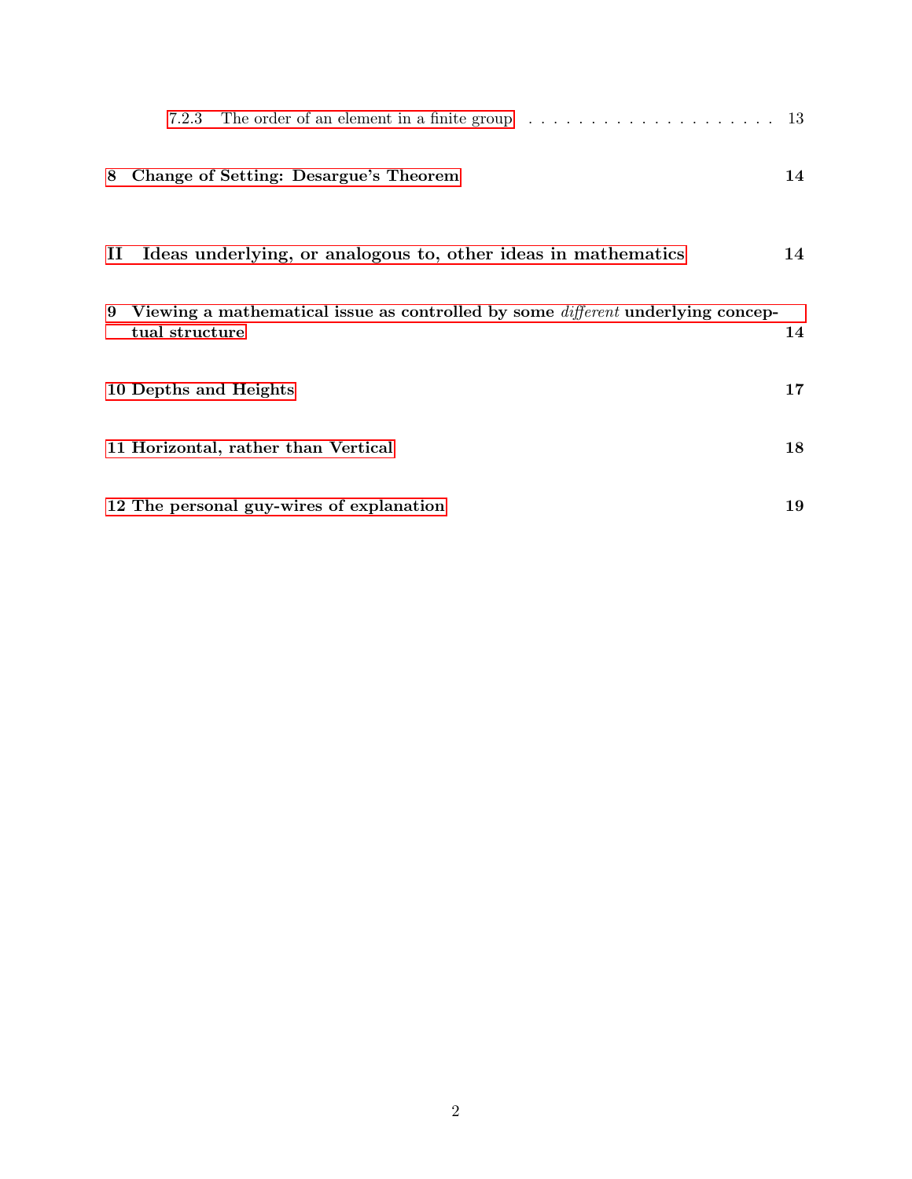7.2.3 The order of an element in a finite group . . . . . . . . . . . . . . . . . . . . . 13

**8 Change of Setting: Desargue's Theorem** **14**

**II Ideas underlying, or analogous to, other ideas in mathematics** **14**

**9 Viewing a mathematical issue as controlled by some *different* underlying conceptual structure** **14**

**10 Depths and Heights** **17**

**11 Horizontal, rather than Vertical** **18**

**12 The personal guy-wires of explanation** **19**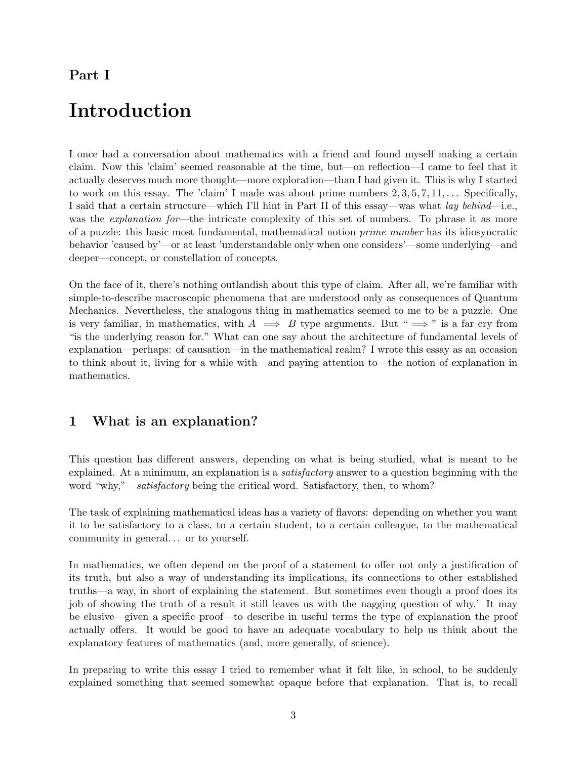# Part I

# Introduction

I once had a conversation about mathematics with a friend and found myself making a certain claim. Now this 'claim' seemed reasonable at the time, but—on reflection—I came to feel that it actually deserves much more thought—more exploration—than I had given it. This is why I started to work on this essay. The 'claim' I made was about prime numbers $2, 3, 5, 7, 11, \ldots$ Specifically, I said that a certain structure—which I'll hint in Part II of this essay—was what *lay behind*—i.e., was the *explanation for*—the intricate complexity of this set of numbers. To phrase it as more of a puzzle: this basic most fundamental, mathematical notion *prime number* has its idiosyncratic behavior 'caused by'—or at least 'understandable only when one considers'—some underlying—and deeper—concept, or constellation of concepts.

On the face of it, there's nothing outlandish about this type of claim. After all, we're familiar with simple-to-describe macroscopic phenomena that are understood only as consequences of Quantum Mechanics. Nevertheless, the analogous thing in mathematics seemed to me to be a puzzle. One is very familiar, in mathematics, with $A \implies B$ type arguments. But " $\implies$ " is a far cry from "is the underlying reason for." What can one say about the architecture of fundamental levels of explanation—perhaps: of causation—in the mathematical realm? I wrote this essay as an occasion to think about it, living for a while with—and paying attention to—the notion of explanation in mathematics.

## 1 What is an explanation?

This question has different answers, depending on what is being studied, what is meant to be explained. At a minimum, an explanation is a *satisfactory* answer to a question beginning with the word "why,"—*satisfactory* being the critical word. Satisfactory, then, to whom?

The task of explaining mathematical ideas has a variety of flavors: depending on whether you want it to be satisfactory to a class, to a certain student, to a certain colleague, to the mathematical community in general... or to yourself.

In mathematics, we often depend on the proof of a statement to offer not only a justification of its truth, but also a way of understanding its implications, its connections to other established truths—a way, in short of explaining the statement. But sometimes even though a proof does its job of showing the truth of a result it still leaves us with the nagging question of why.' It may be elusive—given a specific proof—to describe in useful terms the type of explanation the proof actually offers. It would be good to have an adequate vocabulary to help us think about the explanatory features of mathematics (and, more generally, of science).

In preparing to write this essay I tried to remember what it felt like, in school, to be suddenly explained something that seemed somewhat opaque before that explanation. That is, to recall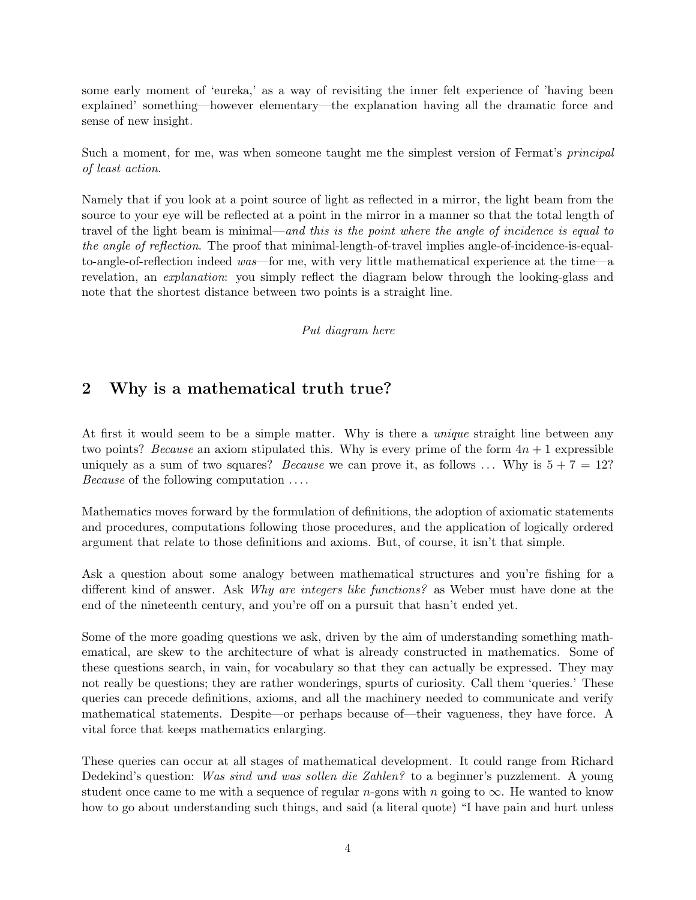some early moment of 'eureka,' as a way of revisiting the inner felt experience of 'having been explained' something—however elementary—the explanation having all the dramatic force and sense of new insight.

Such a moment, for me, was when someone taught me the simplest version of Fermat's *principal of least action*.

Namely that if you look at a point source of light as reflected in a mirror, the light beam from the source to your eye will be reflected at a point in the mirror in a manner so that the total length of travel of the light beam is minimal—*and this is the point where the angle of incidence is equal to the angle of reflection*. The proof that minimal-length-of-travel implies angle-of-incidence-is-equal-to-angle-of-reflection indeed *was*—for me, with very little mathematical experience at the time—a revelation, an *explanation*: you simply reflect the diagram below through the looking-glass and note that the shortest distance between two points is a straight line.

*Put diagram here*

## 2 Why is a mathematical truth true?

At first it would seem to be a simple matter. Why is there a *unique* straight line between any two points? *Because* an axiom stipulated this. Why is every prime of the form $4n + 1$ expressible uniquely as a sum of two squares? *Because* we can prove it, as follows ... Why is $5 + 7 = 12$? *Because* of the following computation ....

Mathematics moves forward by the formulation of definitions, the adoption of axiomatic statements and procedures, computations following those procedures, and the application of logically ordered argument that relate to those definitions and axioms. But, of course, it isn't that simple.

Ask a question about some analogy between mathematical structures and you're fishing for a different kind of answer. Ask *Why are integers like functions?* as Weber must have done at the end of the nineteenth century, and you're off on a pursuit that hasn't ended yet.

Some of the more goading questions we ask, driven by the aim of understanding something mathematical, are skew to the architecture of what is already constructed in mathematics. Some of these questions search, in vain, for vocabulary so that they can actually be expressed. They may not really be questions; they are rather wonderings, spurts of curiosity. Call them 'queries.' These queries can precede definitions, axioms, and all the machinery needed to communicate and verify mathematical statements. Despite—or perhaps because of—their vagueness, they have force. A vital force that keeps mathematics enlarging.

These queries can occur at all stages of mathematical development. It could range from Richard Dedekind's question: *Was sind und was sollen die Zahlen?* to a beginner's puzzlement. A young student once came to me with a sequence of regular $n$-gons with $n$ going to $\infty$. He wanted to know how to go about understanding such things, and said (a literal quote) "I have pain and hurt unless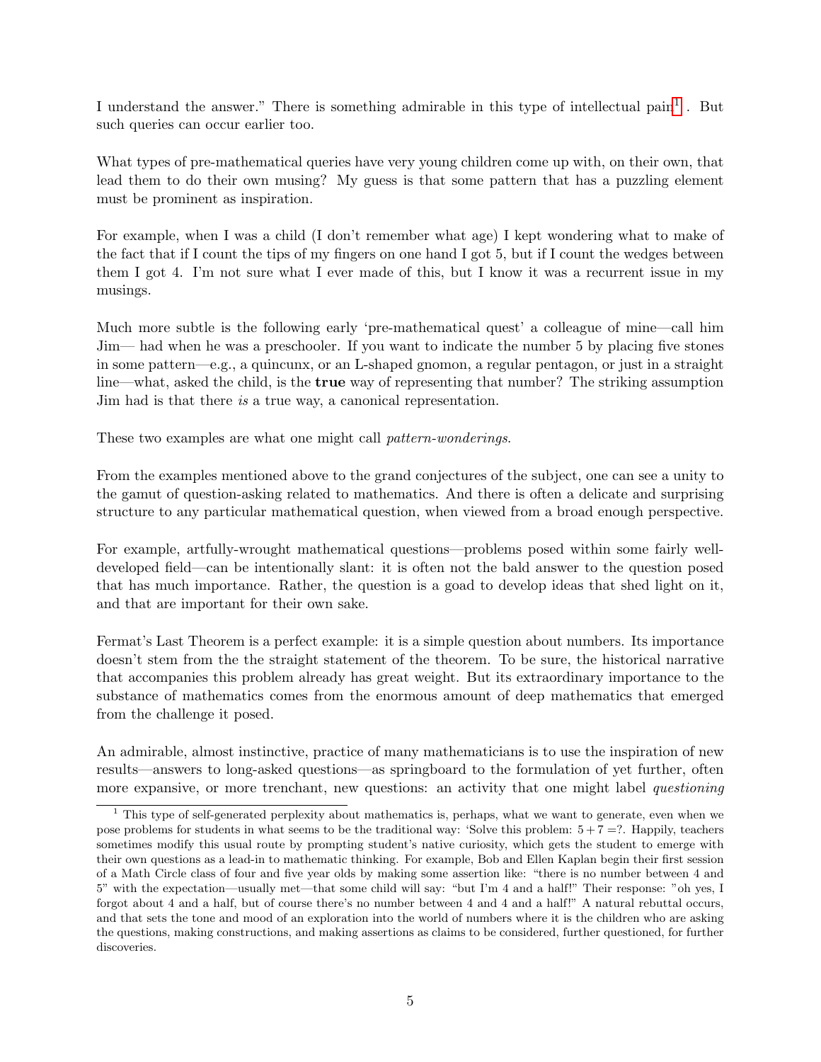I understand the answer." There is something admirable in this type of intellectual pain[1]. But such queries can occur earlier too.

What types of pre-mathematical queries have very young children come up with, on their own, that lead them to do their own musing? My guess is that some pattern that has a puzzling element must be prominent as inspiration.

For example, when I was a child (I don't remember what age) I kept wondering what to make of the fact that if I count the tips of my fingers on one hand I got 5, but if I count the wedges between them I got 4. I'm not sure what I ever made of this, but I know it was a recurrent issue in my musings.

Much more subtle is the following early 'pre-mathematical quest' a colleague of mine—call him Jim— had when he was a preschooler. If you want to indicate the number 5 by placing five stones in some pattern—e.g., a quincunx, or an L-shaped gnomon, a regular pentagon, or just in a straight line—what, asked the child, is the **true** way of representing that number? The striking assumption Jim had is that there *is* a true way, a canonical representation.

These two examples are what one might call *pattern-wonderings*.

From the examples mentioned above to the grand conjectures of the subject, one can see a unity to the gamut of question-asking related to mathematics. And there is often a delicate and surprising structure to any particular mathematical question, when viewed from a broad enough perspective.

For example, artfully-wrought mathematical questions—problems posed within some fairly well-developed field—can be intentionally slant: it is often not the bald answer to the question posed that has much importance. Rather, the question is a goad to develop ideas that shed light on it, and that are important for their own sake.

Fermat's Last Theorem is a perfect example: it is a simple question about numbers. Its importance doesn't stem from the the straight statement of the theorem. To be sure, the historical narrative that accompanies this problem already has great weight. But its extraordinary importance to the substance of mathematics comes from the enormous amount of deep mathematics that emerged from the challenge it posed.

An admirable, almost instinctive, practice of many mathematicians is to use the inspiration of new results—answers to long-asked questions—as springboard to the formulation of yet further, often more expansive, or more trenchant, new questions: an activity that one might label *questioning*

---

[1] This type of self-generated perplexity about mathematics is, perhaps, what we want to generate, even when we pose problems for students in what seems to be the traditional way: 'Solve this problem: $5 + 7 =$?. Happily, teachers sometimes modify this usual route by prompting student's native curiosity, which gets the student to emerge with their own questions as a lead-in to mathematic thinking. For example, Bob and Ellen Kaplan begin their first session of a Math Circle class of four and five year olds by making some assertion like: "there is no number between 4 and 5" with the expectation—usually met—that some child will say: "but I'm 4 and a half!" Their response: "oh yes, I forgot about 4 and a half, but of course there's no number between 4 and 4 and a half!" A natural rebuttal occurs, and that sets the tone and mood of an exploration into the world of numbers where it is the children who are asking the questions, making constructions, and making assertions as claims to be considered, further questioned, for further discoveries.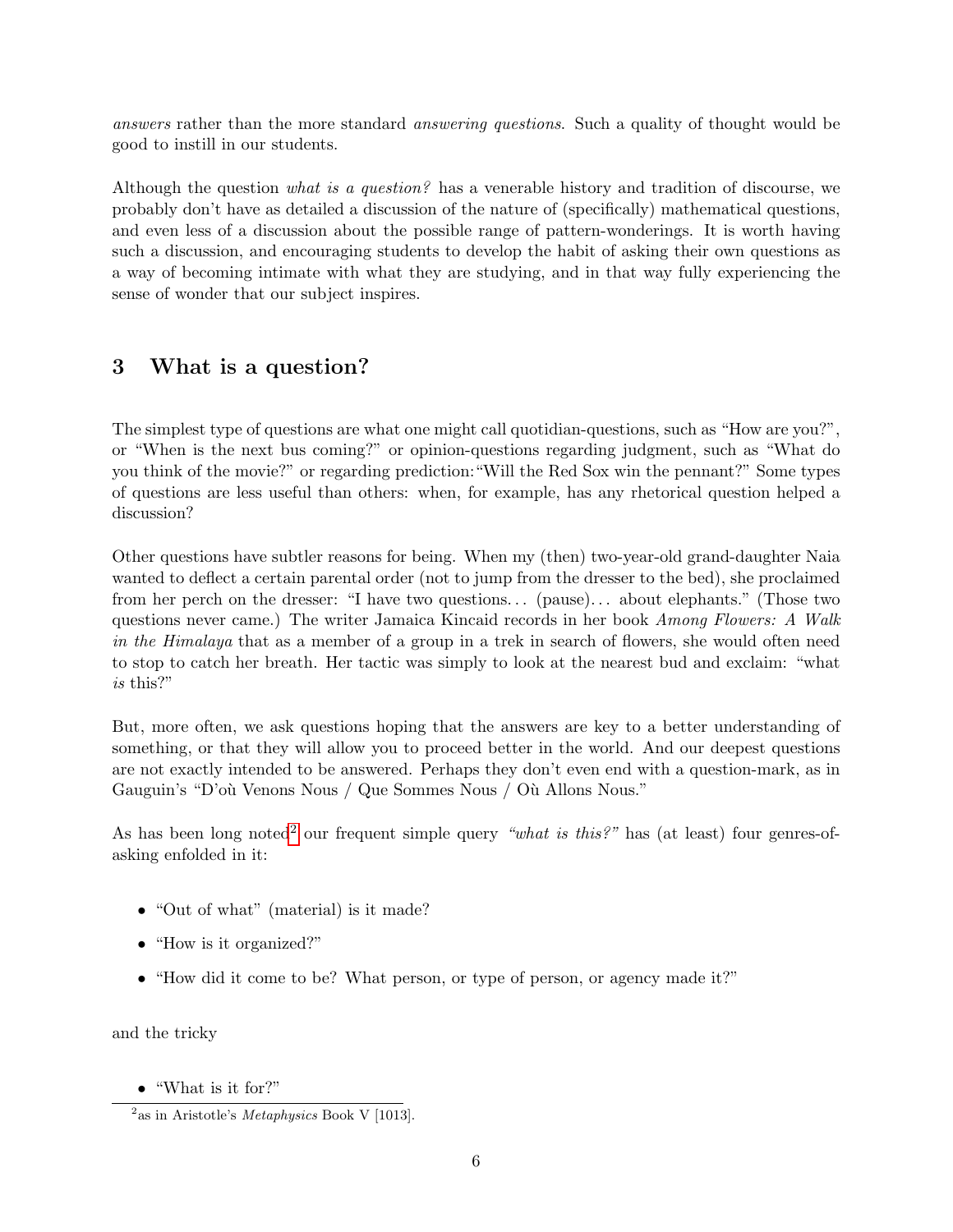*answers* rather than the more standard *answering questions*. Such a quality of thought would be good to instill in our students.

Although the question *what is a question?* has a venerable history and tradition of discourse, we probably don't have as detailed a discussion of the nature of (specifically) mathematical questions, and even less of a discussion about the possible range of pattern-wonderings. It is worth having such a discussion, and encouraging students to develop the habit of asking their own questions as a way of becoming intimate with what they are studying, and in that way fully experiencing the sense of wonder that our subject inspires.

## 3 What is a question?

The simplest type of questions are what one might call quotidian-questions, such as "How are you?", or "When is the next bus coming?" or opinion-questions regarding judgment, such as "What do you think of the movie?" or regarding prediction: "Will the Red Sox win the pennant?" Some types of questions are less useful than others: when, for example, has any rhetorical question helped a discussion?

Other questions have subtler reasons for being. When my (then) two-year-old grand-daughter Naia wanted to deflect a certain parental order (not to jump from the dresser to the bed), she proclaimed from her perch on the dresser: "I have two questions... (pause)... about elephants." (Those two questions never came.) The writer Jamaica Kincaid records in her book *Among Flowers: A Walk in the Himalaya* that as a member of a group in a trek in search of flowers, she would often need to stop to catch her breath. Her tactic was simply to look at the nearest bud and exclaim: "what *is* this?"

But, more often, we ask questions hoping that the answers are key to a better understanding of something, or that they will allow you to proceed better in the world. And our deepest questions are not exactly intended to be answered. Perhaps they don't even end with a question-mark, as in Gauguin's "D'où Venons Nous / Que Sommes Nous / Où Allons Nous."

As has been long noted[2] our frequent simple query *"what is this?"* has (at least) four genres-of-asking enfolded in it:

- "Out of what" (material) is it made?
- "How is it organized?"
- "How did it come to be? What person, or type of person, or agency made it?"

and the tricky

- "What is it for?"

[2] as in Aristotle's *Metaphysics* Book V [1013].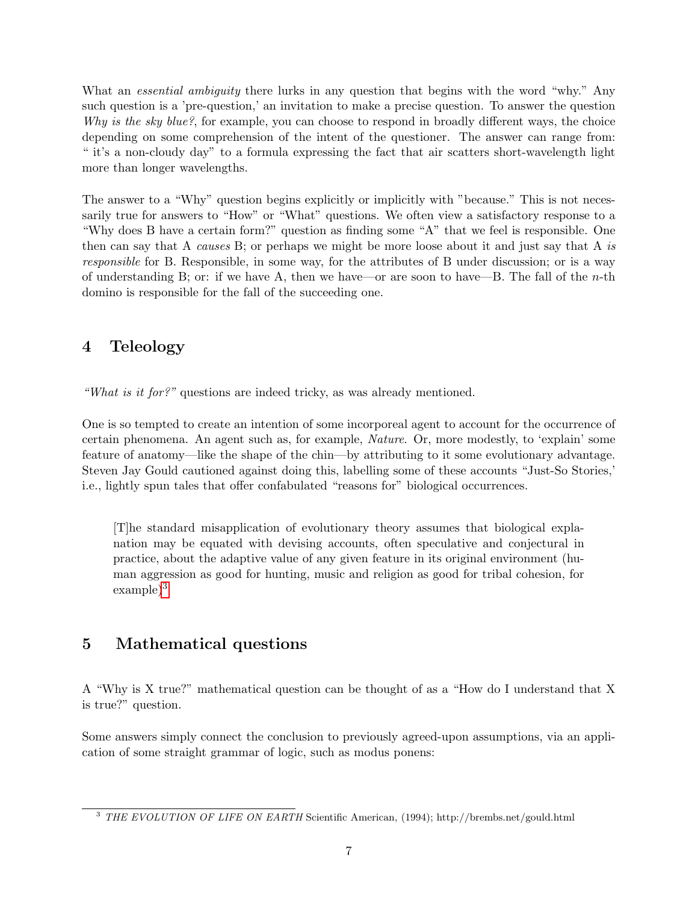What an *essential ambiguity* there lurks in any question that begins with the word "why." Any such question is a 'pre-question,' an invitation to make a precise question. To answer the question *Why is the sky blue?*, for example, you can choose to respond in broadly different ways, the choice depending on some comprehension of the intent of the questioner. The answer can range from: " it's a non-cloudy day" to a formula expressing the fact that air scatters short-wavelength light more than longer wavelengths.

The answer to a "Why" question begins explicitly or implicitly with "because." This is not necessarily true for answers to "How" or "What" questions. We often view a satisfactory response to a "Why does B have a certain form?" question as finding some "A" that we feel is responsible. One then can say that A *causes* B; or perhaps we might be more loose about it and just say that A *is responsible* for B. Responsible, in some way, for the attributes of B under discussion; or is a way of understanding B; or: if we have A, then we have—or are soon to have—B. The fall of the $n$-th domino is responsible for the fall of the succeeding one.

## 4 Teleology

*"What is it for?"* questions are indeed tricky, as was already mentioned.

One is so tempted to create an intention of some incorporeal agent to account for the occurrence of certain phenomena. An agent such as, for example, *Nature*. Or, more modestly, to 'explain' some feature of anatomy—like the shape of the chin—by attributing to it some evolutionary advantage. Steven Jay Gould cautioned against doing this, labelling some of these accounts "Just-So Stories,' i.e., lightly spun tales that offer confabulated "reasons for" biological occurrences.

> [T]he standard misapplication of evolutionary theory assumes that biological explanation may be equated with devising accounts, often speculative and conjectural in practice, about the adaptive value of any given feature in its original environment (human aggression as good for hunting, music and religion as good for tribal cohesion, for example)[3]

## 5 Mathematical questions

A "Why is X true?" mathematical question can be thought of as a "How do I understand that X is true?" question.

Some answers simply connect the conclusion to previously agreed-upon assumptions, via an application of some straight grammar of logic, such as modus ponens:

---

[3] *THE EVOLUTION OF LIFE ON EARTH* Scientific American, (1994); http://brembs.net/gould.html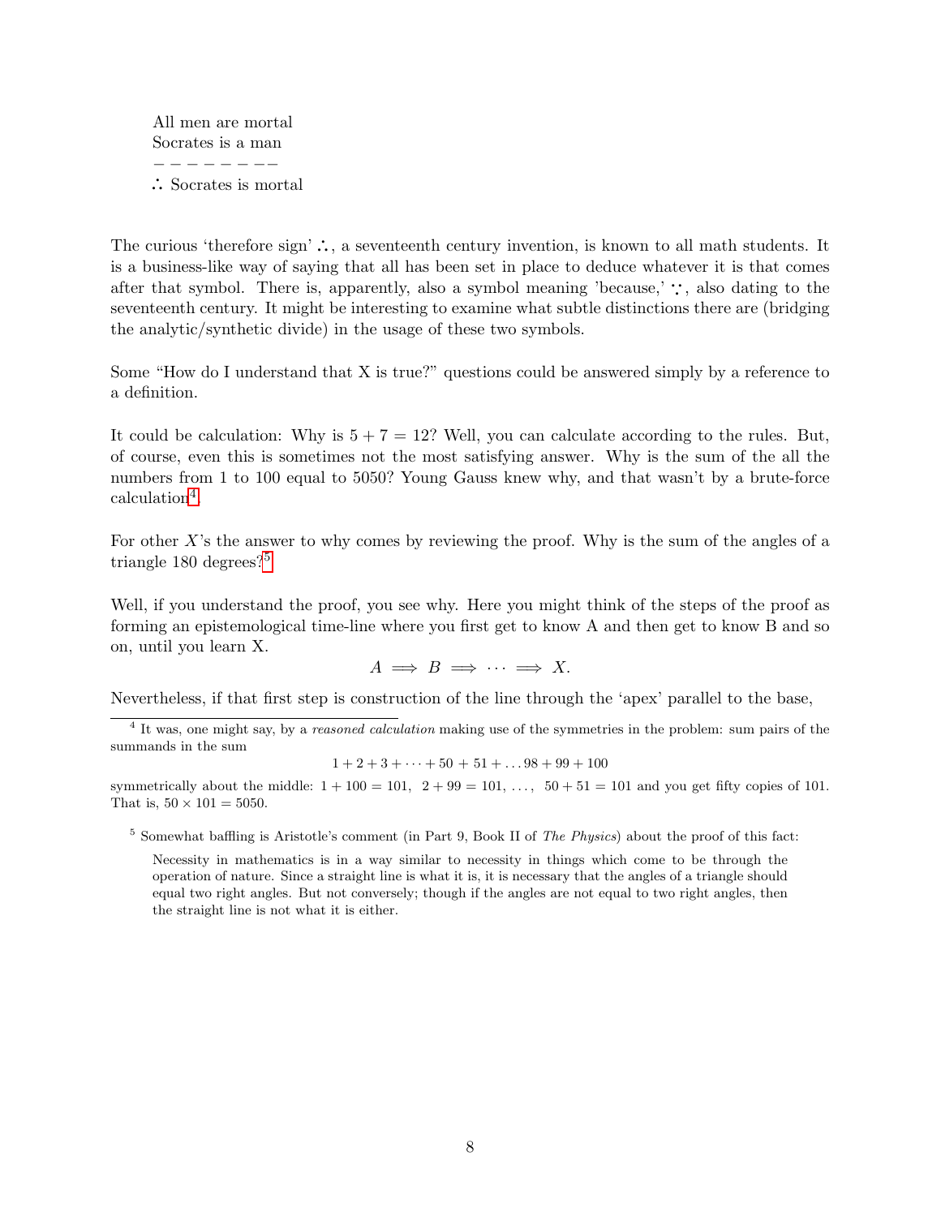All men are mortal
Socrates is a man
− − − − − − − −
∴ Socrates is mortal

The curious 'therefore sign' ∴, a seventeenth century invention, is known to all math students. It is a business-like way of saying that all has been set in place to deduce whatever it is that comes after that symbol. There is, apparently, also a symbol meaning 'because,' ∵, also dating to the seventeenth century. It might be interesting to examine what subtle distinctions there are (bridging the analytic/synthetic divide) in the usage of these two symbols.

Some "How do I understand that X is true?" questions could be answered simply by a reference to a definition.

It could be calculation: Why is $5 + 7 = 12$? Well, you can calculate according to the rules. But, of course, even this is sometimes not the most satisfying answer. Why is the sum of the all the numbers from 1 to 100 equal to 5050? Young Gauss knew why, and that wasn't by a brute-force calculation[4].

For other $X$'s the answer to why comes by reviewing the proof. Why is the sum of the angles of a triangle 180 degrees?[5]

Well, if you understand the proof, you see why. Here you might think of the steps of the proof as forming an epistemological time-line where you first get to know A and then get to know B and so on, until you learn X.

$$A \implies B \implies \cdots \implies X.$$

Nevertheless, if that first step is construction of the line through the 'apex' parallel to the base,

---

[4] It was, one might say, by a *reasoned calculation* making use of the symmetries in the problem: sum pairs of the summands in the sum

$$1 + 2 + 3 + \cdots + 50 + 51 + \ldots 98 + 99 + 100$$

symmetrically about the middle: $1 + 100 = 101$, $2 + 99 = 101$, $\ldots$, $50 + 51 = 101$ and you get fifty copies of 101. That is, $50 \times 101 = 5050$.

[5] Somewhat baffling is Aristotle's comment (in Part 9, Book II of *The Physics*) about the proof of this fact:

> Necessity in mathematics is in a way similar to necessity in things which come to be through the operation of nature. Since a straight line is what it is, it is necessary that the angles of a triangle should equal two right angles. But not conversely; though if the angles are not equal to two right angles, then the straight line is not what it is either.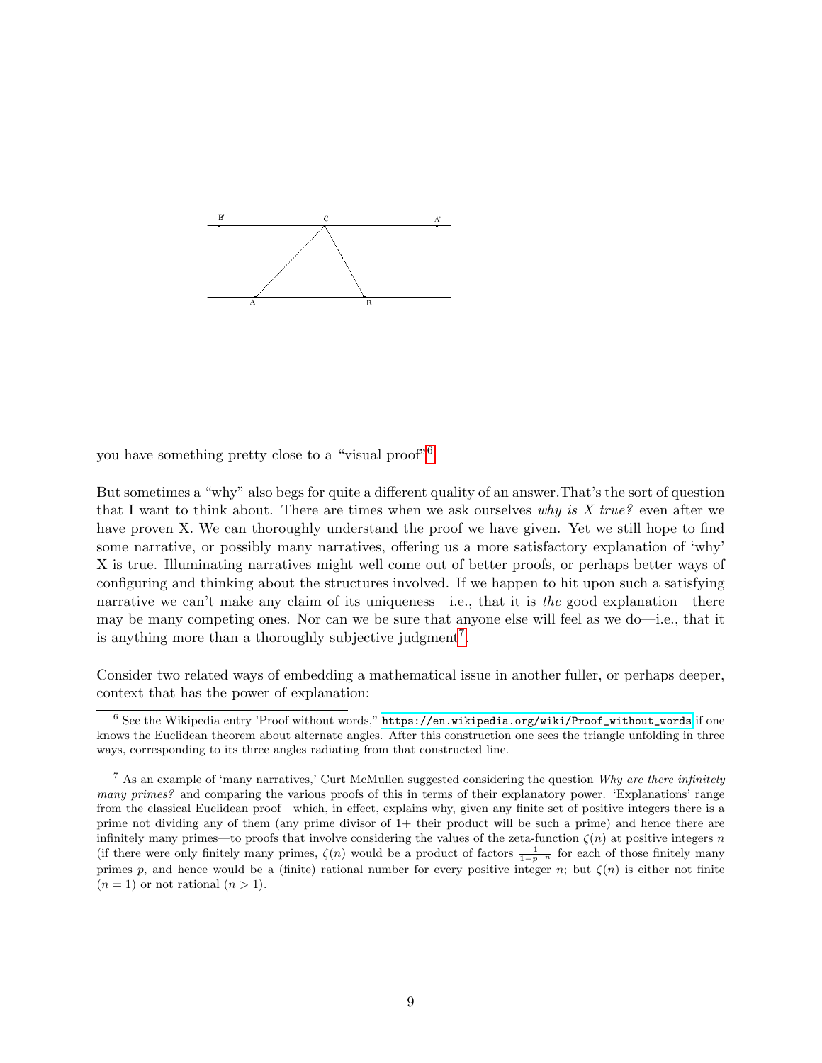you have something pretty close to a "visual proof"[6].

But sometimes a "why" also begs for quite a different quality of an answer.That's the sort of question that I want to think about. There are times when we ask ourselves *why is X true?* even after we have proven X. We can thoroughly understand the proof we have given. Yet we still hope to find some narrative, or possibly many narratives, offering us a more satisfactory explanation of 'why' X is true. Illuminating narratives might well come out of better proofs, or perhaps better ways of configuring and thinking about the structures involved. If we happen to hit upon such a satisfying narrative we can't make any claim of its uniqueness—i.e., that it is *the* good explanation—there may be many competing ones. Nor can we be sure that anyone else will feel as we do—i.e., that it is anything more than a thoroughly subjective judgment[7].

Consider two related ways of embedding a mathematical issue in another fuller, or perhaps deeper, context that has the power of explanation:

---

[6] See the Wikipedia entry 'Proof without words," https://en.wikipedia.org/wiki/Proof_without_words if one knows the Euclidean theorem about alternate angles. After this construction one sees the triangle unfolding in three ways, corresponding to its three angles radiating from that constructed line.

[7] As an example of 'many narratives,' Curt McMullen suggested considering the question *Why are there infinitely many primes?* and comparing the various proofs of this in terms of their explanatory power. 'Explanations' range from the classical Euclidean proof—which, in effect, explains why, given any finite set of positive integers there is a prime not dividing any of them (any prime divisor of 1+ their product will be such a prime) and hence there are infinitely many primes—to proofs that involve considering the values of the zeta-function $\zeta(n)$ at positive integers $n$ (if there were only finitely many primes, $\zeta(n)$ would be a product of factors $\frac{1}{1-p^{-n}}$ for each of those finitely many primes $p$, and hence would be a (finite) rational number for every positive integer $n$; but $\zeta(n)$ is either not finite ($n = 1$) or not rational ($n > 1$).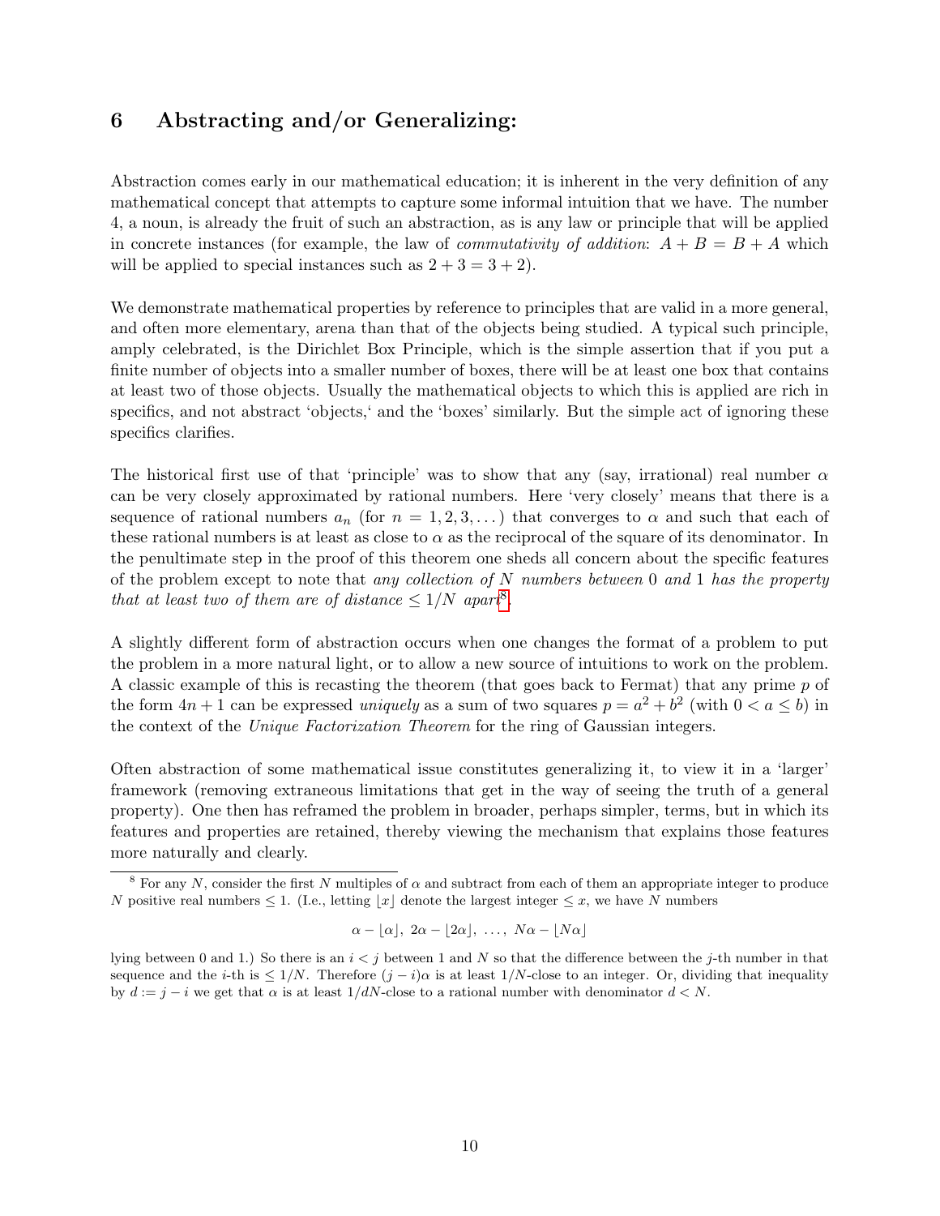## 6 Abstracting and/or Generalizing:

Abstraction comes early in our mathematical education; it is inherent in the very definition of any mathematical concept that attempts to capture some informal intuition that we have. The number 4, a noun, is already the fruit of such an abstraction, as is any law or principle that will be applied in concrete instances (for example, the law of *commutativity of addition*: $A + B = B + A$ which will be applied to special instances such as $2 + 3 = 3 + 2$).

We demonstrate mathematical properties by reference to principles that are valid in a more general, and often more elementary, arena than that of the objects being studied. A typical such principle, amply celebrated, is the Dirichlet Box Principle, which is the simple assertion that if you put a finite number of objects into a smaller number of boxes, there will be at least one box that contains at least two of those objects. Usually the mathematical objects to which this is applied are rich in specifics, and not abstract 'objects,' and the 'boxes' similarly. But the simple act of ignoring these specifics clarifies.

The historical first use of that 'principle' was to show that any (say, irrational) real number $\alpha$ can be very closely approximated by rational numbers. Here 'very closely' means that there is a sequence of rational numbers $a_n$ (for $n = 1, 2, 3, \dots$) that converges to $\alpha$ and such that each of these rational numbers is at least as close to $\alpha$ as the reciprocal of the square of its denominator. In the penultimate step in the proof of this theorem one sheds all concern about the specific features of the problem except to note that *any collection of $N$ numbers between 0 and 1 has the property that at least two of them are of distance $\leq 1/N$ apart*[8].

A slightly different form of abstraction occurs when one changes the format of a problem to put the problem in a more natural light, or to allow a new source of intuitions to work on the problem. A classic example of this is recasting the theorem (that goes back to Fermat) that any prime $p$ of the form $4n + 1$ can be expressed *uniquely* as a sum of two squares $p = a^2 + b^2$ (with $0 < a \leq b$) in the context of the *Unique Factorization Theorem* for the ring of Gaussian integers.

Often abstraction of some mathematical issue constitutes generalizing it, to view it in a 'larger' framework (removing extraneous limitations that get in the way of seeing the truth of a general property). One then has reframed the problem in broader, perhaps simpler, terms, but in which its features and properties are retained, thereby viewing the mechanism that explains those features more naturally and clearly.

---

[8] For any $N$, consider the first $N$ multiples of $\alpha$ and subtract from each of them an appropriate integer to produce $N$ positive real numbers $\leq 1$. (I.e., letting $\lfloor x \rfloor$ denote the largest integer $\leq x$, we have $N$ numbers

$$\alpha - \lfloor \alpha \rfloor,\ 2\alpha - \lfloor 2\alpha \rfloor,\ \dots,\ N\alpha - \lfloor N\alpha \rfloor$$

lying between 0 and 1.) So there is an $i < j$ between 1 and $N$ so that the difference between the $j$-th number in that sequence and the $i$-th is $\leq 1/N$. Therefore $(j - i)\alpha$ is at least $1/N$-close to an integer. Or, dividing that inequality by $d := j - i$ we get that $\alpha$ is at least $1/dN$-close to a rational number with denominator $d < N$.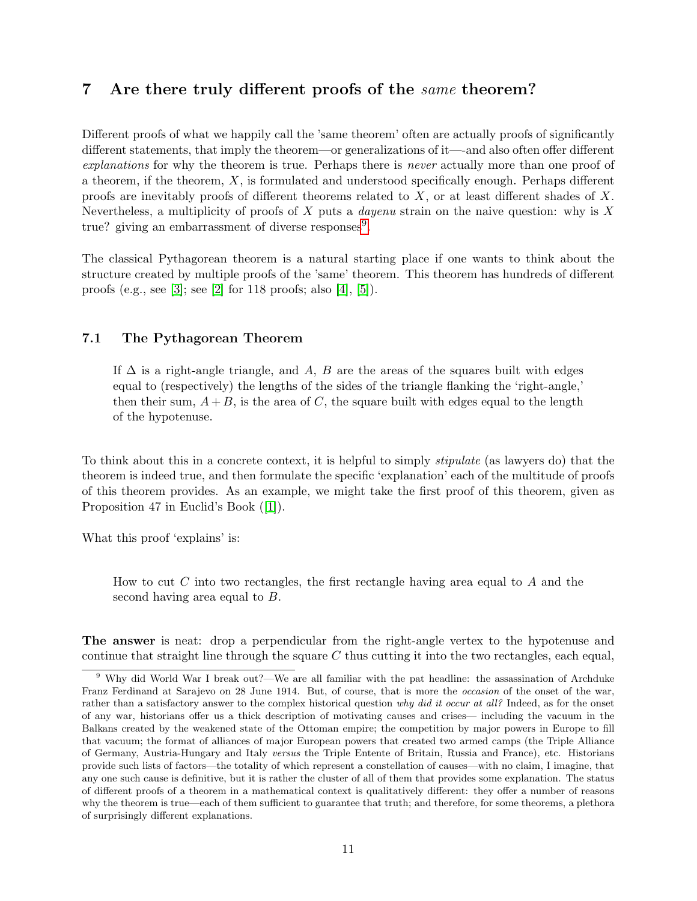## 7 Are there truly different proofs of the *same* theorem?

Different proofs of what we happily call the 'same theorem' often are actually proofs of significantly different statements, that imply the theorem—or generalizations of it—-and also often offer different *explanations* for why the theorem is true. Perhaps there is *never* actually more than one proof of a theorem, if the theorem, $X$, is formulated and understood specifically enough. Perhaps different proofs are inevitably proofs of different theorems related to $X$, or at least different shades of $X$. Nevertheless, a multiplicity of proofs of $X$ puts a *dayenu* strain on the naive question: why is $X$ true? giving an embarrassment of diverse responses[9].

The classical Pythagorean theorem is a natural starting place if one wants to think about the structure created by multiple proofs of the 'same' theorem. This theorem has hundreds of different proofs (e.g., see [3]; see [2] for 118 proofs; also [4], [5]).

### 7.1 The Pythagorean Theorem

> If $\Delta$ is a right-angle triangle, and $A$, $B$ are the areas of the squares built with edges equal to (respectively) the lengths of the sides of the triangle flanking the 'right-angle,' then their sum, $A + B$, is the area of $C$, the square built with edges equal to the length of the hypotenuse.

To think about this in a concrete context, it is helpful to simply *stipulate* (as lawyers do) that the theorem is indeed true, and then formulate the specific 'explanation' each of the multitude of proofs of this theorem provides. As an example, we might take the first proof of this theorem, given as Proposition 47 in Euclid's Book ([1]).

What this proof 'explains' is:

> How to cut $C$ into two rectangles, the first rectangle having area equal to $A$ and the second having area equal to $B$.

**The answer** is neat: drop a perpendicular from the right-angle vertex to the hypotenuse and continue that straight line through the square $C$ thus cutting it into the two rectangles, each equal,

---

[9] Why did World War I break out?—We are all familiar with the pat headline: the assassination of Archduke Franz Ferdinand at Sarajevo on 28 June 1914. But, of course, that is more the *occasion* of the onset of the war, rather than a satisfactory answer to the complex historical question *why did it occur at all?* Indeed, as for the onset of any war, historians offer us a thick description of motivating causes and crises— including the vacuum in the Balkans created by the weakened state of the Ottoman empire; the competition by major powers in Europe to fill that vacuum; the format of alliances of major European powers that created two armed camps (the Triple Alliance of Germany, Austria-Hungary and Italy *versus* the Triple Entente of Britain, Russia and France), etc. Historians provide such lists of factors—the totality of which represent a constellation of causes—with no claim, I imagine, that any one such cause is definitive, but it is rather the cluster of all of them that provides some explanation. The status of different proofs of a theorem in a mathematical context is qualitatively different: they offer a number of reasons why the theorem is true—each of them sufficient to guarantee that truth; and therefore, for some theorems, a plethora of surprisingly different explanations.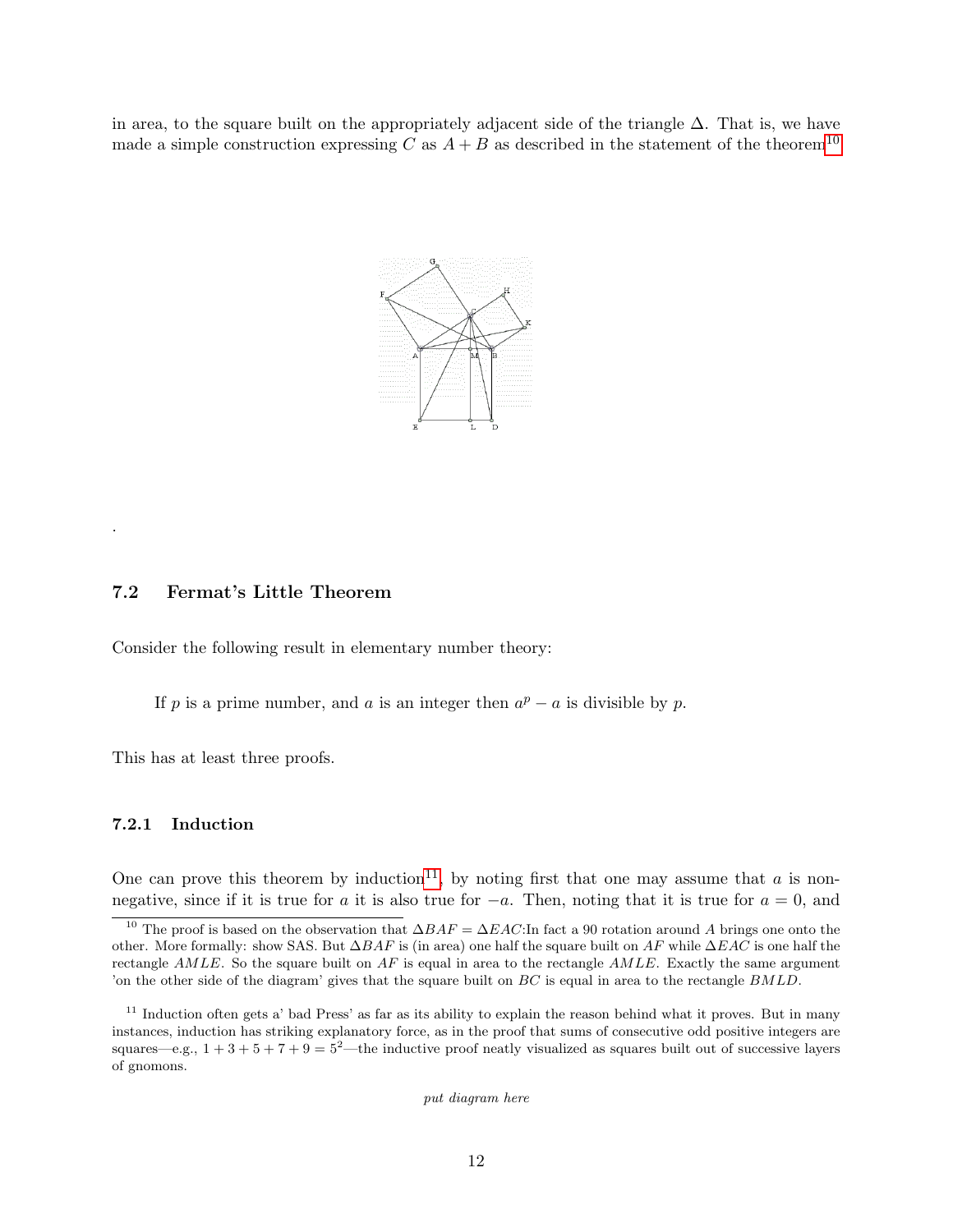in area, to the square built on the appropriately adjacent side of the triangle $\Delta$. That is, we have made a simple construction expressing $C$ as $A+B$ as described in the statement of the theorem[10]

.

### 7.2 Fermat's Little Theorem

Consider the following result in elementary number theory:

> If $p$ is a prime number, and $a$ is an integer then $a^p - a$ is divisible by $p$.

This has at least three proofs.

#### 7.2.1 Induction

One can prove this theorem by induction[11], by noting first that one may assume that $a$ is non-negative, since if it is true for $a$ it is also true for $-a$. Then, noting that it is true for $a = 0$, and

---

[10] The proof is based on the observation that $\Delta BAF = \Delta EAC$:In fact a 90 rotation around $A$ brings one onto the other. More formally: show SAS. But $\Delta BAF$ is (in area) one half the square built on $AF$ while $\Delta EAC$ is one half the rectangle $AMLE$. So the square built on $AF$ is equal in area to the rectangle $AMLE$. Exactly the same argument 'on the other side of the diagram' gives that the square built on $BC$ is equal in area to the rectangle $BMLD$.

[11] Induction often gets a' bad Press' as far as its ability to explain the reason behind what it proves. But in many instances, induction has striking explanatory force, as in the proof that sums of consecutive odd positive integers are squares—e.g., $1+3+5+7+9=5^2$—the inductive proof neatly visualized as squares built out of successive layers of gnomons.

*put diagram here*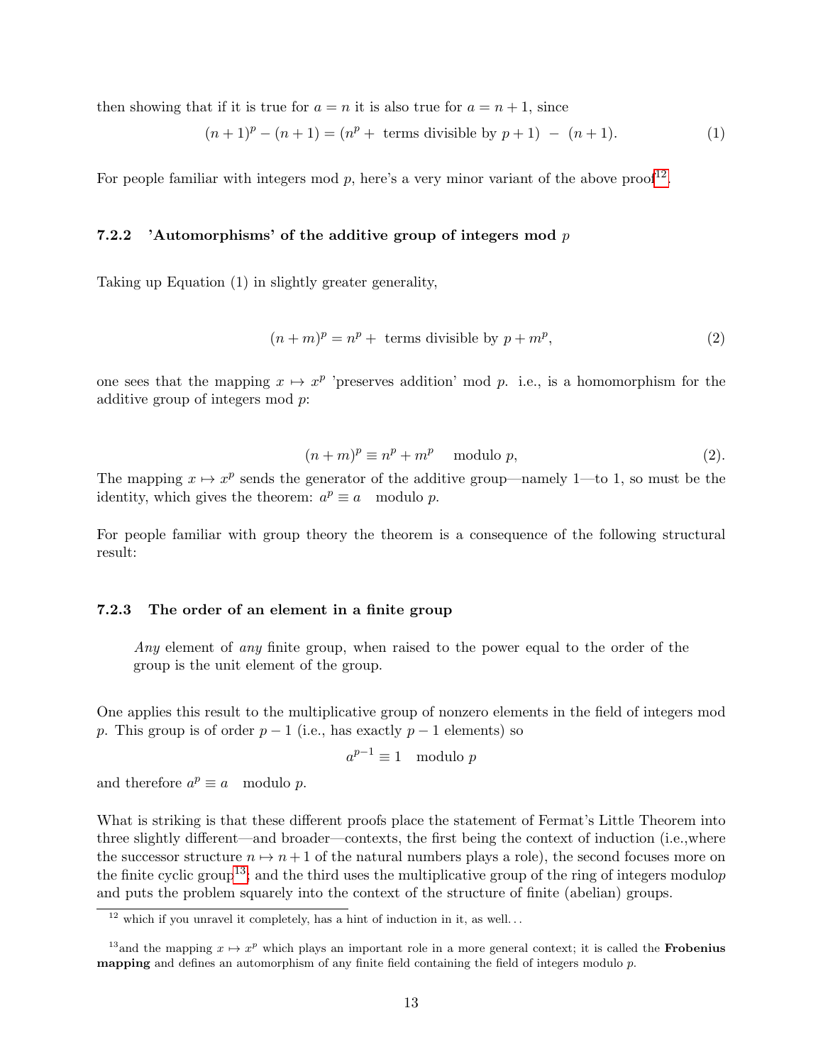then showing that if it is true for $a = n$ it is also true for $a = n + 1$, since

$$(n+1)^p - (n+1) = (n^p + \text{ terms divisible by } p + 1) \; - \; (n+1). \tag{1}$$

For people familiar with integers mod $p$, here's a very minor variant of the above proof[12].

### 7.2.2 'Automorphisms' of the additive group of integers mod $p$

Taking up Equation (1) in slightly greater generality,

$$(n+m)^p = n^p + \text{ terms divisible by } p + m^p, \tag{2}$$

one sees that the mapping $x \mapsto x^p$ 'preserves addition' mod $p$. i.e., is a homomorphism for the additive group of integers mod $p$:

$$(n+m)^p \equiv n^p + m^p \quad \text{ modulo } p, \qquad (2).$$

The mapping $x \mapsto x^p$ sends the generator of the additive group—namely 1—to 1, so must be the identity, which gives the theorem: $a^p \equiv a \quad \text{modulo } p$.

For people familiar with group theory the theorem is a consequence of the following structural result:

### 7.2.3 The order of an element in a finite group

> *Any* element of *any* finite group, when raised to the power equal to the order of the group is the unit element of the group.

One applies this result to the multiplicative group of nonzero elements in the field of integers mod $p$. This group is of order $p - 1$ (i.e., has exactly $p - 1$ elements) so

$$a^{p-1} \equiv 1 \quad \text{modulo } p$$

and therefore $a^p \equiv a \quad \text{modulo } p$.

What is striking is that these different proofs place the statement of Fermat's Little Theorem into three slightly different—and broader—contexts, the first being the context of induction (i.e.,where the successor structure $n \mapsto n + 1$ of the natural numbers plays a role), the second focuses more on the finite cyclic group[13]; and the third uses the multiplicative group of the ring of integers modulo$p$ and puts the problem squarely into the context of the structure of finite (abelian) groups.

---

[12] which if you unravel it completely, has a hint of induction in it, as well. . .

[13] and the mapping $x \mapsto x^p$ which plays an important role in a more general context; it is called the **Frobenius mapping** and defines an automorphism of any finite field containing the field of integers modulo $p$.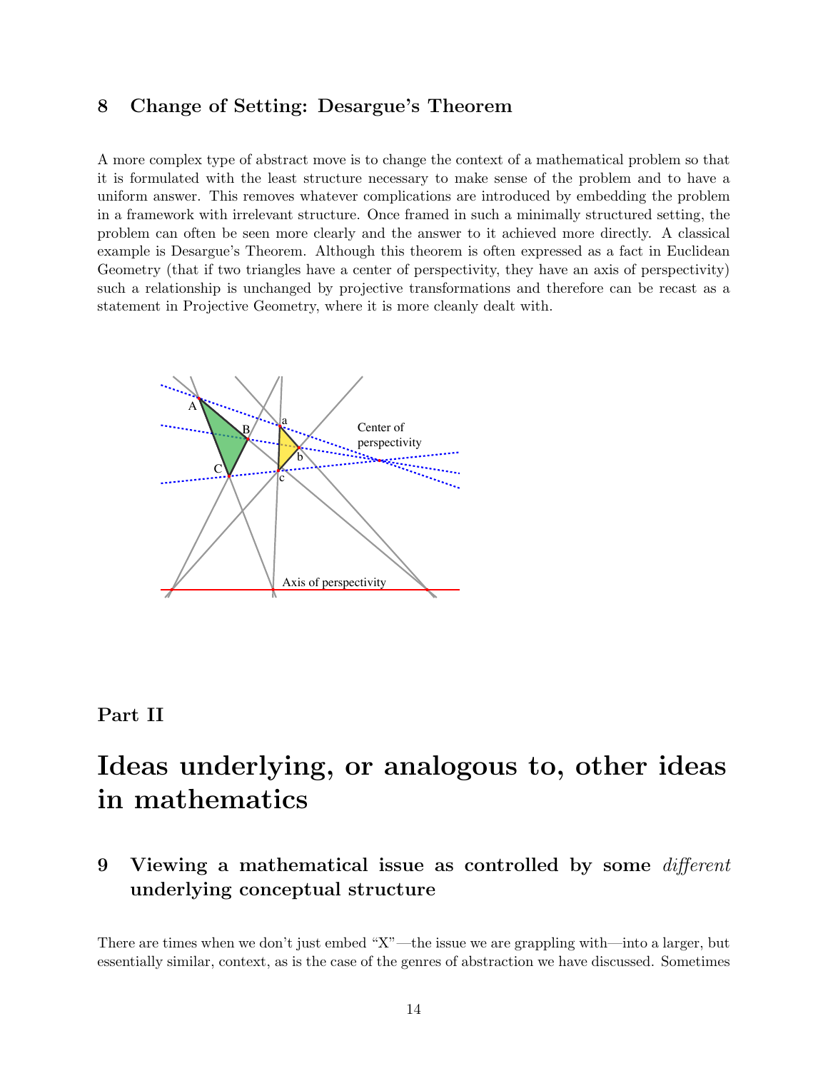## 8 Change of Setting: Desargue's Theorem

A more complex type of abstract move is to change the context of a mathematical problem so that it is formulated with the least structure necessary to make sense of the problem and to have a uniform answer. This removes whatever complications are introduced by embedding the problem in a framework with irrelevant structure. Once framed in such a minimally structured setting, the problem can often be seen more clearly and the answer to it achieved more directly. A classical example is Desargue's Theorem. Although this theorem is often expressed as a fact in Euclidean Geometry (that if two triangles have a center of perspectivity, they have an axis of perspectivity) such a relationship is unchanged by projective transformations and therefore can be recast as a statement in Projective Geometry, where it is more cleanly dealt with.

# Part II

# Ideas underlying, or analogous to, other ideas in mathematics

## 9 Viewing a mathematical issue as controlled by some *different* underlying conceptual structure

There are times when we don't just embed "X"—the issue we are grappling with—into a larger, but essentially similar, context, as is the case of the genres of abstraction we have discussed. Sometimes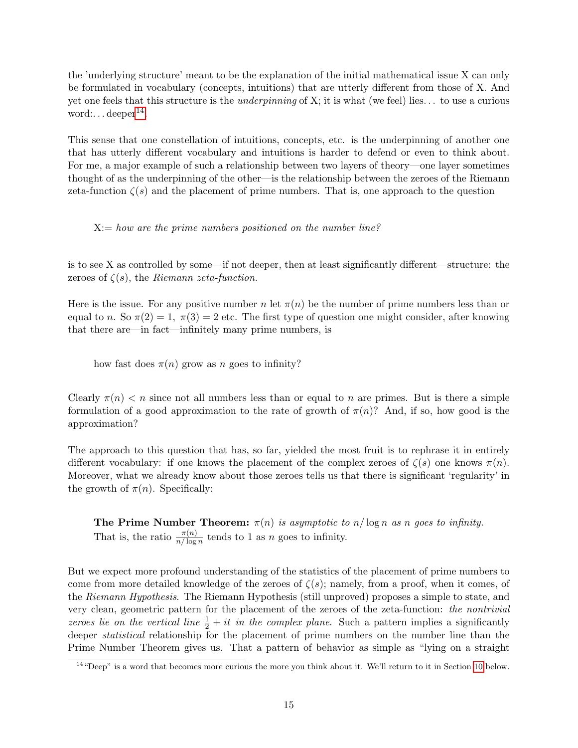the 'underlying structure' meant to be the explanation of the initial mathematical issue X can only be formulated in vocabulary (concepts, intuitions) that are utterly different from those of X. And yet one feels that this structure is the *underpinning* of X; it is what (we feel) lies... to use a curious word:... deeper[14].

This sense that one constellation of intuitions, concepts, etc. is the underpinning of another one that has utterly different vocabulary and intuitions is harder to defend or even to think about. For me, a major example of such a relationship between two layers of theory—one layer sometimes thought of as the underpinning of the other—is the relationship between the zeroes of the Riemann zeta-function $\zeta(s)$ and the placement of prime numbers. That is, one approach to the question

> X:= *how are the prime numbers positioned on the number line?*

is to see X as controlled by some—if not deeper, then at least significantly different—structure: the zeroes of $\zeta(s)$, the *Riemann zeta-function*.

Here is the issue. For any positive number $n$ let $\pi(n)$ be the number of prime numbers less than or equal to $n$. So $\pi(2) = 1$, $\pi(3) = 2$ etc. The first type of question one might consider, after knowing that there are—in fact—infinitely many prime numbers, is

> how fast does $\pi(n)$ grow as $n$ goes to infinity?

Clearly $\pi(n) < n$ since not all numbers less than or equal to $n$ are primes. But is there a simple formulation of a good approximation to the rate of growth of $\pi(n)$? And, if so, how good is the approximation?

The approach to this question that has, so far, yielded the most fruit is to rephrase it in entirely different vocabulary: if one knows the placement of the complex zeroes of $\zeta(s)$ one knows $\pi(n)$. Moreover, what we already know about those zeroes tells us that there is significant 'regularity' in the growth of $\pi(n)$. Specifically:

> **The Prime Number Theorem:** *$\pi(n)$ is asymptotic to $n/\log n$ as $n$ goes to infinity.* That is, the ratio $\frac{\pi(n)}{n/\log n}$ tends to 1 as $n$ goes to infinity.

But we expect more profound understanding of the statistics of the placement of prime numbers to come from more detailed knowledge of the zeroes of $\zeta(s)$; namely, from a proof, when it comes, of the *Riemann Hypothesis*. The Riemann Hypothesis (still unproved) proposes a simple to state, and very clean, geometric pattern for the placement of the zeroes of the zeta-function: *the nontrivial zeroes lie on the vertical line $\frac{1}{2} + it$ in the complex plane*. Such a pattern implies a significantly deeper *statistical* relationship for the placement of prime numbers on the number line than the Prime Number Theorem gives us. That a pattern of behavior as simple as "lying on a straight

[14] "Deep" is a word that becomes more curious the more you think about it. We'll return to it in Section 10 below.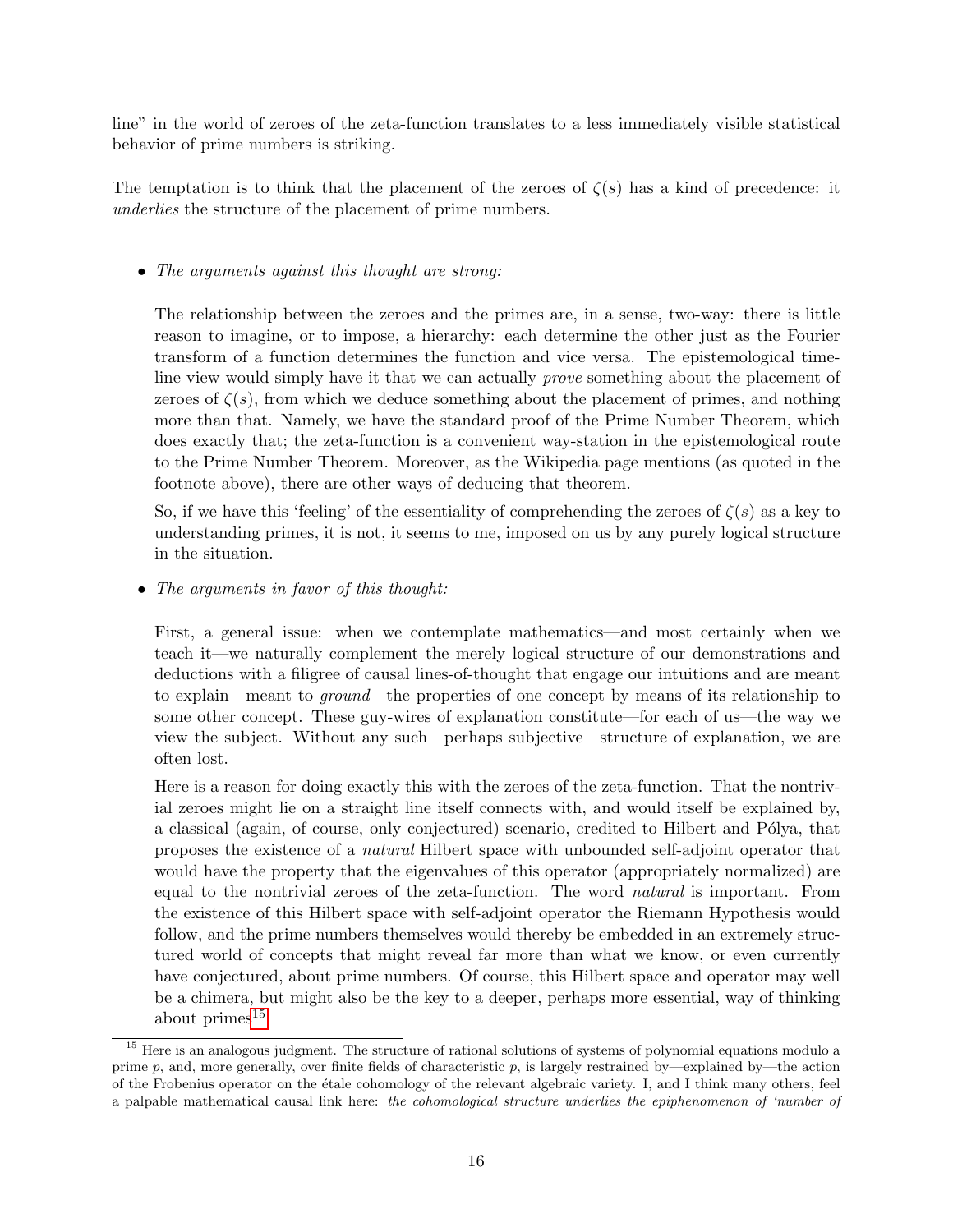line" in the world of zeroes of the zeta-function translates to a less immediately visible statistical behavior of prime numbers is striking.

The temptation is to think that the placement of the zeroes of $\zeta(s)$ has a kind of precedence: it *underlies* the structure of the placement of prime numbers.

- *The arguments against this thought are strong:*

  The relationship between the zeroes and the primes are, in a sense, two-way: there is little reason to imagine, or to impose, a hierarchy: each determine the other just as the Fourier transform of a function determines the function and vice versa. The epistemological time-line view would simply have it that we can actually *prove* something about the placement of zeroes of $\zeta(s)$, from which we deduce something about the placement of primes, and nothing more than that. Namely, we have the standard proof of the Prime Number Theorem, which does exactly that; the zeta-function is a convenient way-station in the epistemological route to the Prime Number Theorem. Moreover, as the Wikipedia page mentions (as quoted in the footnote above), there are other ways of deducing that theorem.

  So, if we have this 'feeling' of the essentiality of comprehending the zeroes of $\zeta(s)$ as a key to understanding primes, it is not, it seems to me, imposed on us by any purely logical structure in the situation.

- *The arguments in favor of this thought:*

  First, a general issue: when we contemplate mathematics—and most certainly when we teach it—we naturally complement the merely logical structure of our demonstrations and deductions with a filigree of causal lines-of-thought that engage our intuitions and are meant to explain—meant to *ground*—the properties of one concept by means of its relationship to some other concept. These guy-wires of explanation constitute—for each of us—the way we view the subject. Without any such—perhaps subjective—structure of explanation, we are often lost.

  Here is a reason for doing exactly this with the zeroes of the zeta-function. That the nontrivial zeroes might lie on a straight line itself connects with, and would itself be explained by, a classical (again, of course, only conjectured) scenario, credited to Hilbert and Pólya, that proposes the existence of a *natural* Hilbert space with unbounded self-adjoint operator that would have the property that the eigenvalues of this operator (appropriately normalized) are equal to the nontrivial zeroes of the zeta-function. The word *natural* is important. From the existence of this Hilbert space with self-adjoint operator the Riemann Hypothesis would follow, and the prime numbers themselves would thereby be embedded in an extremely structured world of concepts that might reveal far more than what we know, or even currently have conjectured, about prime numbers. Of course, this Hilbert space and operator may well be a chimera, but might also be the key to a deeper, perhaps more essential, way of thinking about primes[15].

[15] Here is an analogous judgment. The structure of rational solutions of systems of polynomial equations modulo a prime $p$, and, more generally, over finite fields of characteristic $p$, is largely restrained by—explained by—the action of the Frobenius operator on the étale cohomology of the relevant algebraic variety. I, and I think many others, feel a palpable mathematical causal link here: *the cohomological structure underlies the epiphenomenon of 'number of*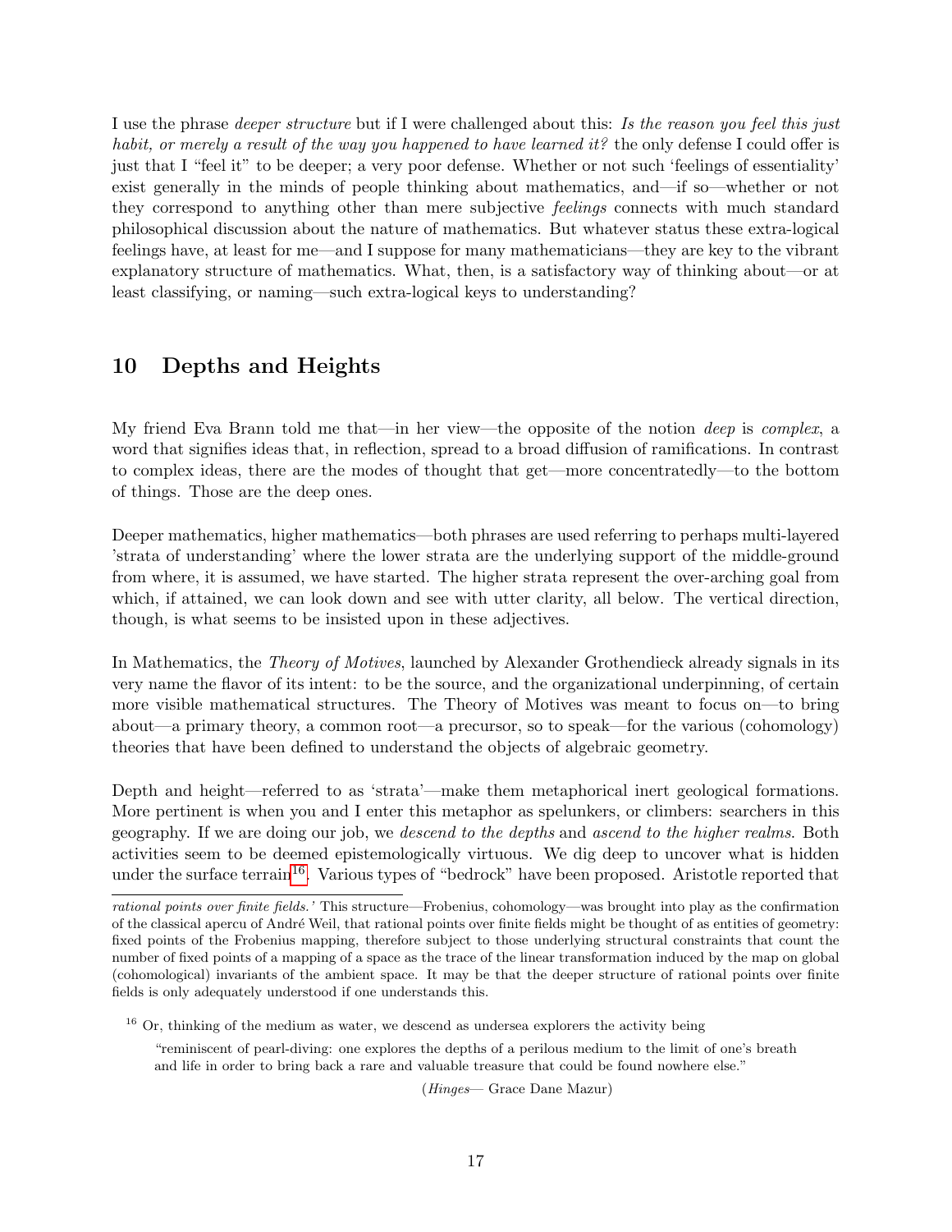I use the phrase *deeper structure* but if I were challenged about this: *Is the reason you feel this just habit, or merely a result of the way you happened to have learned it?* the only defense I could offer is just that I "feel it" to be deeper; a very poor defense. Whether or not such 'feelings of essentiality' exist generally in the minds of people thinking about mathematics, and—if so—whether or not they correspond to anything other than mere subjective *feelings* connects with much standard philosophical discussion about the nature of mathematics. But whatever status these extra-logical feelings have, at least for me—and I suppose for many mathematicians—they are key to the vibrant explanatory structure of mathematics. What, then, is a satisfactory way of thinking about—or at least classifying, or naming—such extra-logical keys to understanding?

## 10 Depths and Heights

My friend Eva Brann told me that—in her view—the opposite of the notion *deep* is *complex*, a word that signifies ideas that, in reflection, spread to a broad diffusion of ramifications. In contrast to complex ideas, there are the modes of thought that get—more concentratedly—to the bottom of things. Those are the deep ones.

Deeper mathematics, higher mathematics—both phrases are used referring to perhaps multi-layered 'strata of understanding' where the lower strata are the underlying support of the middle-ground from where, it is assumed, we have started. The higher strata represent the over-arching goal from which, if attained, we can look down and see with utter clarity, all below. The vertical direction, though, is what seems to be insisted upon in these adjectives.

In Mathematics, the *Theory of Motives*, launched by Alexander Grothendieck already signals in its very name the flavor of its intent: to be the source, and the organizational underpinning, of certain more visible mathematical structures. The Theory of Motives was meant to focus on—to bring about—a primary theory, a common root—a precursor, so to speak—for the various (cohomology) theories that have been defined to understand the objects of algebraic geometry.

Depth and height—referred to as 'strata'—make them metaphorical inert geological formations. More pertinent is when you and I enter this metaphor as spelunkers, or climbers: searchers in this geography. If we are doing our job, we *descend to the depths* and *ascend to the higher realms*. Both activities seem to be deemed epistemologically virtuous. We dig deep to uncover what is hidden under the surface terrain[16]. Various types of "bedrock" have been proposed. Aristotle reported that

---

*rational points over finite fields.'* This structure—Frobenius, cohomology—was brought into play as the confirmation of the classical apercu of André Weil, that rational points over finite fields might be thought of as entities of geometry: fixed points of the Frobenius mapping, therefore subject to those underlying structural constraints that count the number of fixed points of a mapping of a space as the trace of the linear transformation induced by the map on global (cohomological) invariants of the ambient space. It may be that the deeper structure of rational points over finite fields is only adequately understood if one understands this.

[16] Or, thinking of the medium as water, we descend as undersea explorers the activity being

> "reminiscent of pearl-diving: one explores the depths of a perilous medium to the limit of one's breath and life in order to bring back a rare and valuable treasure that could be found nowhere else."
>
> (*Hinges*— Grace Dane Mazur)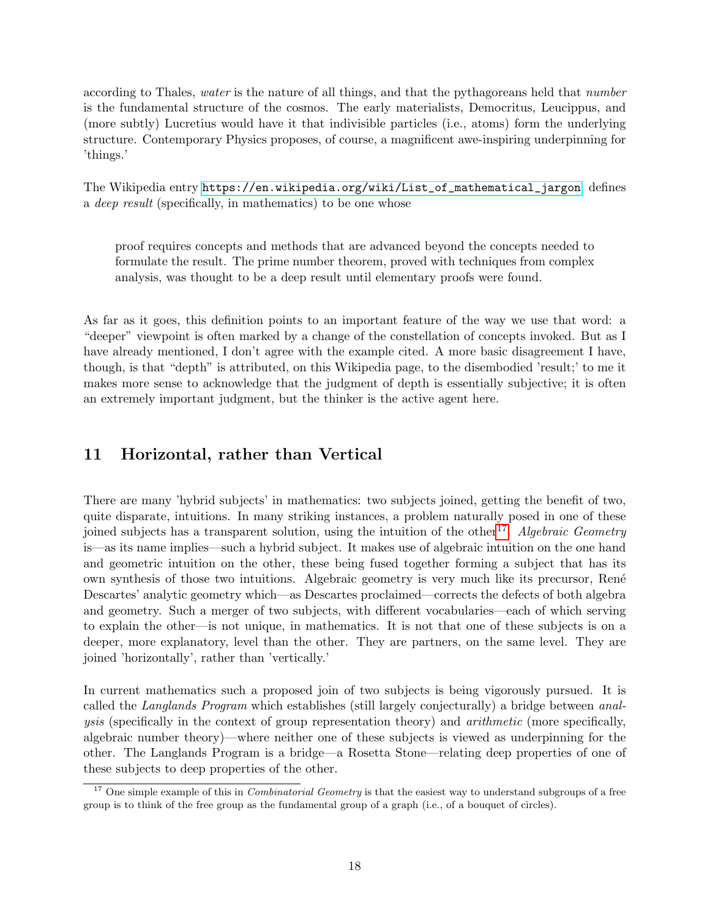according to Thales, *water* is the nature of all things, and that the pythagoreans held that *number* is the fundamental structure of the cosmos. The early materialists, Democritus, Leucippus, and (more subtly) Lucretius would have it that indivisible particles (i.e., atoms) form the underlying structure. Contemporary Physics proposes, of course, a magnificent awe-inspiring underpinning for 'things.'

The Wikipedia entry https://en.wikipedia.org/wiki/List_of_mathematical_jargon defines a *deep result* (specifically, in mathematics) to be one whose

> proof requires concepts and methods that are advanced beyond the concepts needed to formulate the result. The prime number theorem, proved with techniques from complex analysis, was thought to be a deep result until elementary proofs were found.

As far as it goes, this definition points to an important feature of the way we use that word: a "deeper" viewpoint is often marked by a change of the constellation of concepts invoked. But as I have already mentioned, I don't agree with the example cited. A more basic disagreement I have, though, is that "depth" is attributed, on this Wikipedia page, to the disembodied 'result;' to me it makes more sense to acknowledge that the judgment of depth is essentially subjective; it is often an extremely important judgment, but the thinker is the active agent here.

## 11 Horizontal, rather than Vertical

There are many 'hybrid subjects' in mathematics: two subjects joined, getting the benefit of two, quite disparate, intuitions. In many striking instances, a problem naturally posed in one of these joined subjects has a transparent solution, using the intuition of the other[17]. *Algebraic Geometry* is—as its name implies—such a hybrid subject. It makes use of algebraic intuition on the one hand and geometric intuition on the other, these being fused together forming a subject that has its own synthesis of those two intuitions. Algebraic geometry is very much like its precursor, René Descartes' analytic geometry which—as Descartes proclaimed—corrects the defects of both algebra and geometry. Such a merger of two subjects, with different vocabularies—each of which serving to explain the other—is not unique, in mathematics. It is not that one of these subjects is on a deeper, more explanatory, level than the other. They are partners, on the same level. They are joined 'horizontally', rather than 'vertically.'

In current mathematics such a proposed join of two subjects is being vigorously pursued. It is called the *Langlands Program* which establishes (still largely conjecturally) a bridge between *analysis* (specifically in the context of group representation theory) and *arithmetic* (more specifically, algebraic number theory)—where neither one of these subjects is viewed as underpinning for the other. The Langlands Program is a bridge—a Rosetta Stone—relating deep properties of one of these subjects to deep properties of the other.

[17] One simple example of this in *Combinatorial Geometry* is that the easiest way to understand subgroups of a free group is to think of the free group as the fundamental group of a graph (i.e., of a bouquet of circles).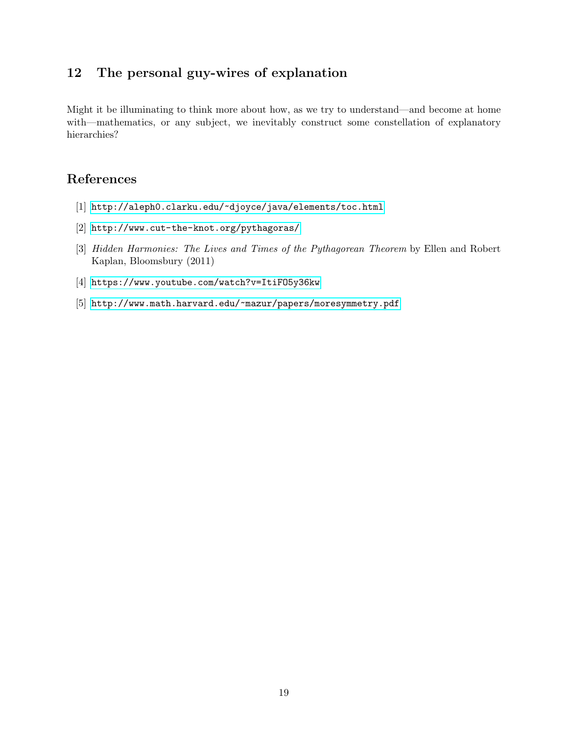## 12 The personal guy-wires of explanation

Might it be illuminating to think more about how, as we try to understand—and become at home with—mathematics, or any subject, we inevitably construct some constellation of explanatory hierarchies?

## References

[1] http://aleph0.clarku.edu/~djoyce/java/elements/toc.html

[2] http://www.cut-the-knot.org/pythagoras/

[3] *Hidden Harmonies: The Lives and Times of the Pythagorean Theorem* by Ellen and Robert Kaplan, Bloomsbury (2011)

[4] https://www.youtube.com/watch?v=ItiFO5y36kw

[5] http://www.math.harvard.edu/~mazur/papers/moresymmetry.pdf